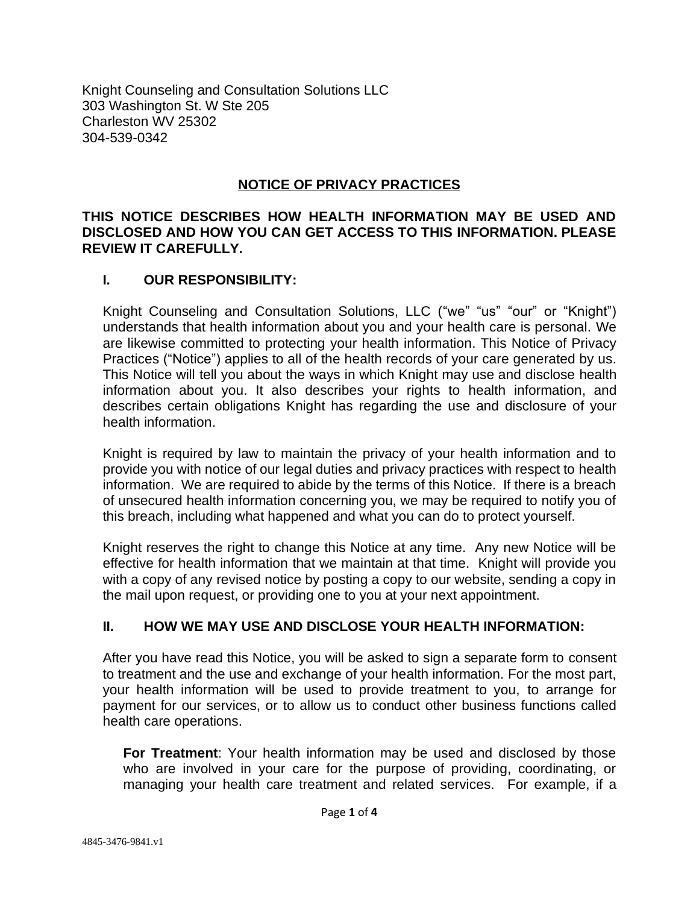Knight Counseling and Consultation Solutions LLC
303 Washington St. W Ste 205
Charleston WV 25302
304-539-0342

# NOTICE OF PRIVACY PRACTICES

**THIS NOTICE DESCRIBES HOW HEALTH INFORMATION MAY BE USED AND DISCLOSED AND HOW YOU CAN GET ACCESS TO THIS INFORMATION. PLEASE REVIEW IT CAREFULLY.**

## I. OUR RESPONSIBILITY:

Knight Counseling and Consultation Solutions, LLC ("we" "us" "our" or "Knight") understands that health information about you and your health care is personal. We are likewise committed to protecting your health information. This Notice of Privacy Practices ("Notice") applies to all of the health records of your care generated by us. This Notice will tell you about the ways in which Knight may use and disclose health information about you. It also describes your rights to health information, and describes certain obligations Knight has regarding the use and disclosure of your health information.

Knight is required by law to maintain the privacy of your health information and to provide you with notice of our legal duties and privacy practices with respect to health information. We are required to abide by the terms of this Notice. If there is a breach of unsecured health information concerning you, we may be required to notify you of this breach, including what happened and what you can do to protect yourself.

Knight reserves the right to change this Notice at any time. Any new Notice will be effective for health information that we maintain at that time. Knight will provide you with a copy of any revised notice by posting a copy to our website, sending a copy in the mail upon request, or providing one to you at your next appointment.

## II. HOW WE MAY USE AND DISCLOSE YOUR HEALTH INFORMATION:

After you have read this Notice, you will be asked to sign a separate form to consent to treatment and the use and exchange of your health information. For the most part, your health information will be used to provide treatment to you, to arrange for payment for our services, or to allow us to conduct other business functions called health care operations.

**For Treatment**: Your health information may be used and disclosed by those who are involved in your care for the purpose of providing, coordinating, or managing your health care treatment and related services. For example, if a

4845-3476-9841.v1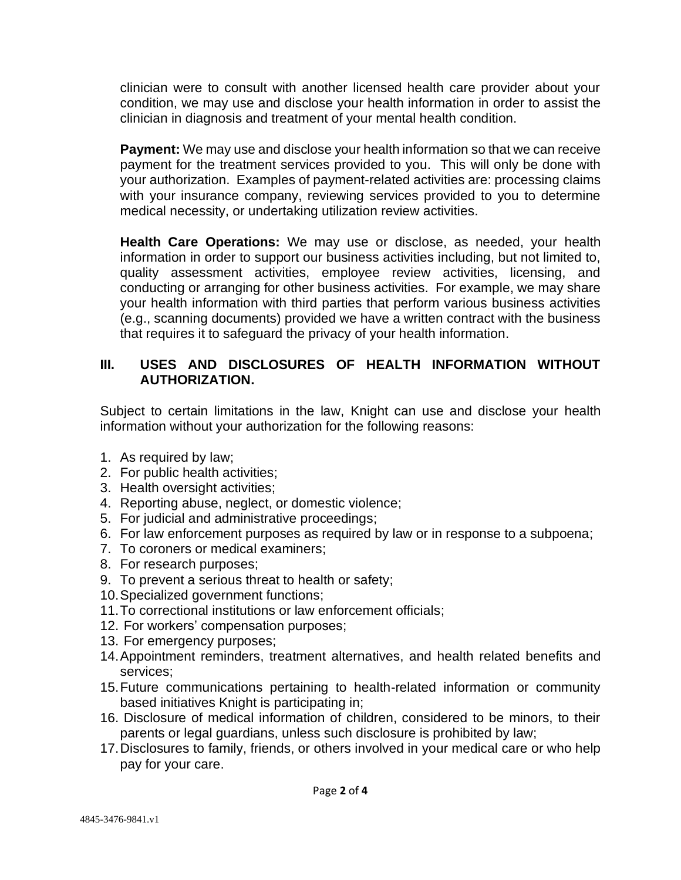clinician were to consult with another licensed health care provider about your condition, we may use and disclose your health information in order to assist the clinician in diagnosis and treatment of your mental health condition.

**Payment:** We may use and disclose your health information so that we can receive payment for the treatment services provided to you. This will only be done with your authorization. Examples of payment-related activities are: processing claims with your insurance company, reviewing services provided to you to determine medical necessity, or undertaking utilization review activities.

**Health Care Operations:** We may use or disclose, as needed, your health information in order to support our business activities including, but not limited to, quality assessment activities, employee review activities, licensing, and conducting or arranging for other business activities. For example, we may share your health information with third parties that perform various business activities (e.g., scanning documents) provided we have a written contract with the business that requires it to safeguard the privacy of your health information.

## III. USES AND DISCLOSURES OF HEALTH INFORMATION WITHOUT AUTHORIZATION.

Subject to certain limitations in the law, Knight can use and disclose your health information without your authorization for the following reasons:

1. As required by law;
2. For public health activities;
3. Health oversight activities;
4. Reporting abuse, neglect, or domestic violence;
5. For judicial and administrative proceedings;
6. For law enforcement purposes as required by law or in response to a subpoena;
7. To coroners or medical examiners;
8. For research purposes;
9. To prevent a serious threat to health or safety;
10. Specialized government functions;
11. To correctional institutions or law enforcement officials;
12. For workers' compensation purposes;
13. For emergency purposes;
14. Appointment reminders, treatment alternatives, and health related benefits and services;
15. Future communications pertaining to health-related information or community based initiatives Knight is participating in;
16. Disclosure of medical information of children, considered to be minors, to their parents or legal guardians, unless such disclosure is prohibited by law;
17. Disclosures to family, friends, or others involved in your medical care or who help pay for your care.

4845-3476-9841.v1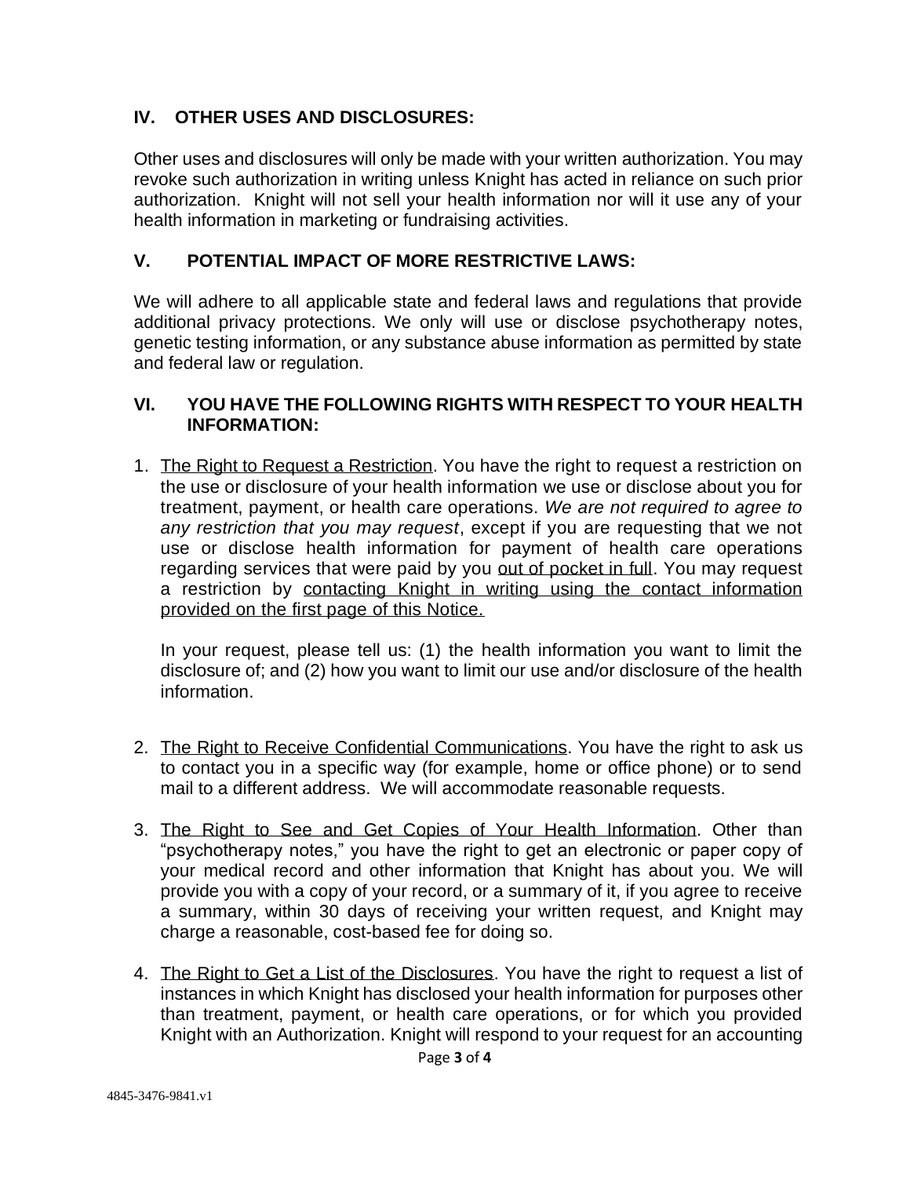## IV. OTHER USES AND DISCLOSURES:

Other uses and disclosures will only be made with your written authorization. You may revoke such authorization in writing unless Knight has acted in reliance on such prior authorization. Knight will not sell your health information nor will it use any of your health information in marketing or fundraising activities.

## V. POTENTIAL IMPACT OF MORE RESTRICTIVE LAWS:

We will adhere to all applicable state and federal laws and regulations that provide additional privacy protections. We only will use or disclose psychotherapy notes, genetic testing information, or any substance abuse information as permitted by state and federal law or regulation.

## VI. YOU HAVE THE FOLLOWING RIGHTS WITH RESPECT TO YOUR HEALTH INFORMATION:

1. <u>The Right to Request a Restriction</u>. You have the right to request a restriction on the use or disclosure of your health information we use or disclose about you for treatment, payment, or health care operations. *We are not required to agree to any restriction that you may request*, except if you are requesting that we not use or disclose health information for payment of health care operations regarding services that were paid by you <u>out of pocket in full</u>. You may request a restriction by <u>contacting Knight in writing using the contact information provided on the first page of this Notice.</u>

   In your request, please tell us: (1) the health information you want to limit the disclosure of; and (2) how you want to limit our use and/or disclosure of the health information.

2. <u>The Right to Receive Confidential Communications</u>. You have the right to ask us to contact you in a specific way (for example, home or office phone) or to send mail to a different address. We will accommodate reasonable requests.

3. <u>The Right to See and Get Copies of Your Health Information</u>. Other than "psychotherapy notes," you have the right to get an electronic or paper copy of your medical record and other information that Knight has about you. We will provide you with a copy of your record, or a summary of it, if you agree to receive a summary, within 30 days of receiving your written request, and Knight may charge a reasonable, cost-based fee for doing so.

4. <u>The Right to Get a List of the Disclosures</u>. You have the right to request a list of instances in which Knight has disclosed your health information for purposes other than treatment, payment, or health care operations, or for which you provided Knight with an Authorization. Knight will respond to your request for an accounting

4845-3476-9841.v1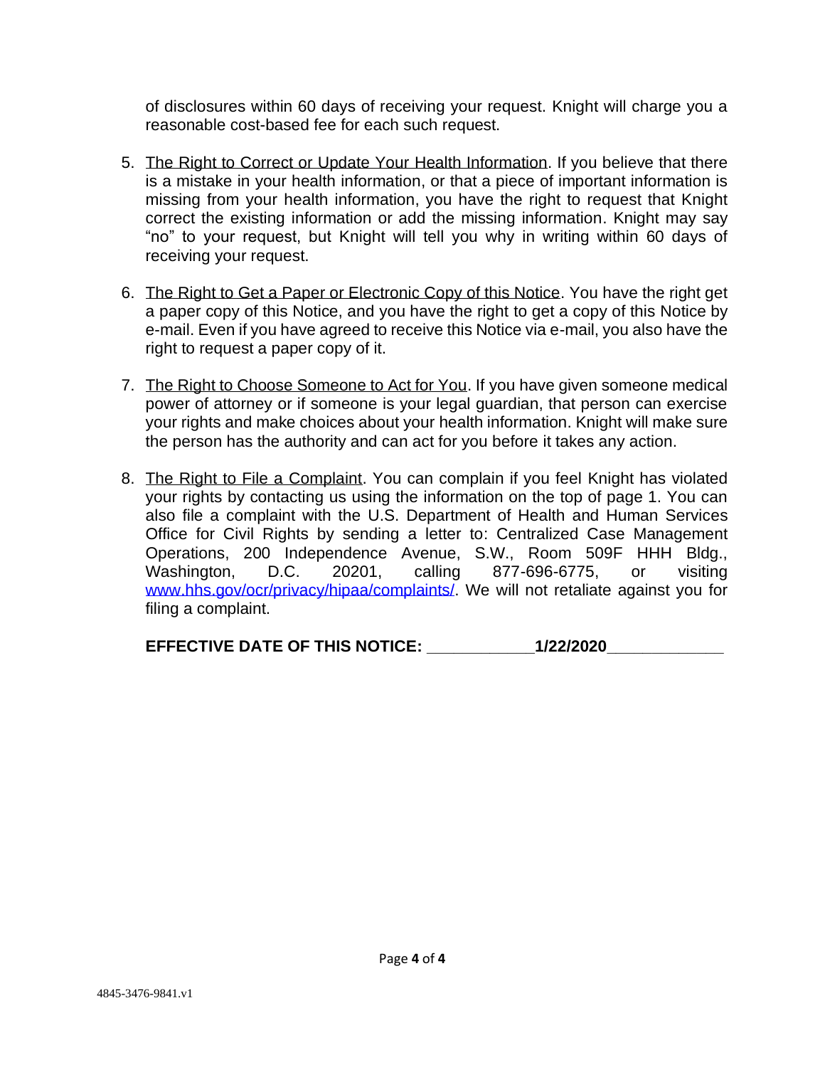of disclosures within 60 days of receiving your request. Knight will charge you a reasonable cost-based fee for each such request.

5. The Right to Correct or Update Your Health Information. If you believe that there is a mistake in your health information, or that a piece of important information is missing from your health information, you have the right to request that Knight correct the existing information or add the missing information. Knight may say "no" to your request, but Knight will tell you why in writing within 60 days of receiving your request.

6. The Right to Get a Paper or Electronic Copy of this Notice. You have the right get a paper copy of this Notice, and you have the right to get a copy of this Notice by e-mail. Even if you have agreed to receive this Notice via e-mail, you also have the right to request a paper copy of it.

7. The Right to Choose Someone to Act for You. If you have given someone medical power of attorney or if someone is your legal guardian, that person can exercise your rights and make choices about your health information. Knight will make sure the person has the authority and can act for you before it takes any action.

8. The Right to File a Complaint. You can complain if you feel Knight has violated your rights by contacting us using the information on the top of page 1. You can also file a complaint with the U.S. Department of Health and Human Services Office for Civil Rights by sending a letter to: Centralized Case Management Operations, 200 Independence Avenue, S.W., Room 509F HHH Bldg., Washington, D.C. 20201, calling 877-696-6775, or visiting www.hhs.gov/ocr/privacy/hipaa/complaints/. We will not retaliate against you for filing a complaint.

**EFFECTIVE DATE OF THIS NOTICE: ____________1/22/2020_____________**

4845-3476-9841.v1